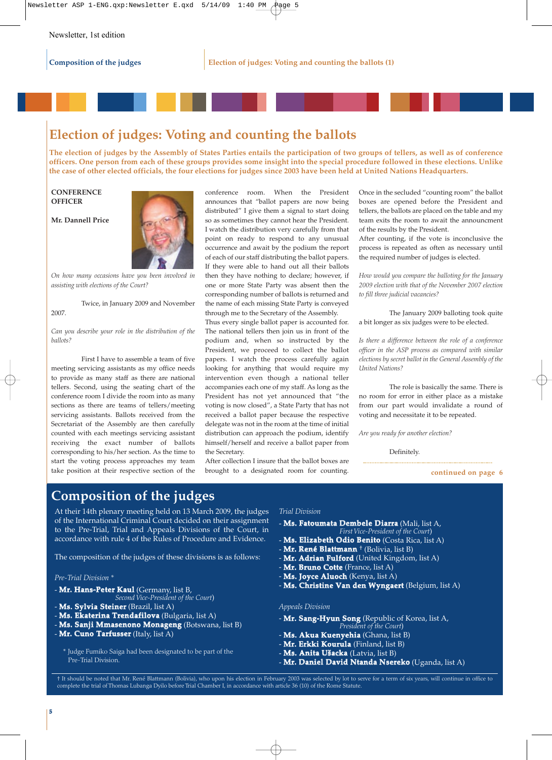# Election of judges: Voting and counting the ballots

**The election of judges by the Assembly of States Parties entails the participation of two groups of tellers, as well as of conference officers. One person from each of these groups provides some insight into the special procedure followed in these elections. Unlike the case of other elected officials, the four elections for judges since 2003 have been held at United Nations Headquarters.**

**CONFERENCE OFFICER**

**Mr. Dannell Price**

*On how many occasions have you been involved in assisting with elections of the Court?*

Twice, in January 2009 and November 2007.

*Can you describe your role in the distribution of the ballots?*

First I have to assemble a team of five meeting servicing assistants as my office needs to provide as many staff as there are national tellers. Second, using the seating chart of the conference room I divide the room into as many sections as there are teams of tellers/meeting servicing assistants. Ballots received from the Secretariat of the Assembly are then carefully counted with each meetings servicing assistant receiving the exact number of ballots corresponding to his/her section. As the time to start the voting process approaches my team take position at their respective section of the conference room. When the President announces that "ballot papers are now being distributed" I give them a signal to start doing so as sometimes they cannot hear the President. I watch the distribution very carefully from that point on ready to respond to any unusual occurrence and await by the podium the report of each of our staff distributing the ballot papers. If they were able to hand out all their ballots then they have nothing to declare; however, if one or more State Party was absent then the corresponding number of ballots is returned and the name of each missing State Party is conveyed through me to the Secretary of the Assembly. Thus every single ballot paper is accounted for. The national tellers then join us in front of the podium and, when so instructed by the President, we proceed to collect the ballot papers. I watch the process carefully again looking for anything that would require my intervention even though a national teller accompanies each one of my staff. As long as the President has not yet announced that "the voting is now closed", a State Party that has not received a ballot paper because the respective delegate was not in the room at the time of initial distribution can approach the podium, identify himself/herself and receive a ballot paper from the Secretary.

After collection I insure that the ballot boxes are brought to a designated room for counting. Once in the secluded "counting room" the ballot boxes are opened before the President and tellers, the ballots are placed on the table and my team exits the room to await the announcment of the results by the President.

After counting, if the vote is inconclusive the process is repeated as often as necessary until the required number of judges is elected.

*How would you compare the balloting for the January 2009 election with that of the November 2007 election to fill three judicial vacancies?*

The January 2009 balloting took quite a bit longer as six judges were to be elected.

*Is there a difference between the role of a conference officer in the ASP process as compared with similar elections by secret ballot in the General Assembly of the United Nations?*

The role is basically the same. There is no room for error in either place as a mistake from our part would invalidate a round of voting and necessitate it to be repeated.

*Are you ready for another election?*

Definitely.

continued on page 6

## Composition of the judges

At their 14th plenary meeting held on 13 March 2009, the judges of the International Criminal Court decided on their assignment to the Pre-Trial, Trial and Appeals Divisions of the Court, in accordance with rule 4 of the Rules of Procedure and Evidence.

The composition of the judges of these divisions is as follows:

*Pre-Trial Division \**

- **Mr. Hans-Peter Kaul** (Germany, list B, *Second Vice-President of the Court*)
- **Ms. Sylvia Steiner** (Brazil, list A)
- **Ms. Ekaterina Trendafilova** (Bulgaria, list A)
- **Ms. Sanji Mmasenono Monageng** (Botswana, list B)
- **Mr. Cuno Tarfusser** (Italy, list A)

\* Judge Fumiko Saiga had been designated to be part of the Pre-Trial Division.

*Trial Division*

- **Ms. Fatoumata Dembele Diarra** (Mali, list A, *First Vice-President of the Court*)
- **Ms. Elizabeth Odio Benito** (Costa Rica, list A)
- **Mr. René Blattmann** † (Bolivia, list B)
- **Mr. Adrian Fulford** (United Kingdom, list A)
- **Mr. Bruno Cotte** (France, list A)
- **Ms. Joyce Aluoch** (Kenya, list A)
- **Ms. Christine Van den Wyngaert** (Belgium, list A)

*Appeals Division*

- **Mr. Sang-Hyun Song** (Republic of Korea, list A, *President of the Court*)
- **Ms. Akua Kuenyehia** (Ghana, list B)
- **Mr. Erkki Kourula** (Finland, list B)
- **Ms. Anita Ušacka** (Latvia, list B)
- **Mr. Daniel David Ntanda Nsereko** (Uganda, list A)

† It should be noted that Mr. René Blattmann (Bolivia), who upon his election in February 2003 was selected by lot to serve for a term of six years, will continue in office to complete the trial of Thomas Lubanga Dyilo before Trial Chamber I, in accordance with article 36 (10) of the Rome Statute.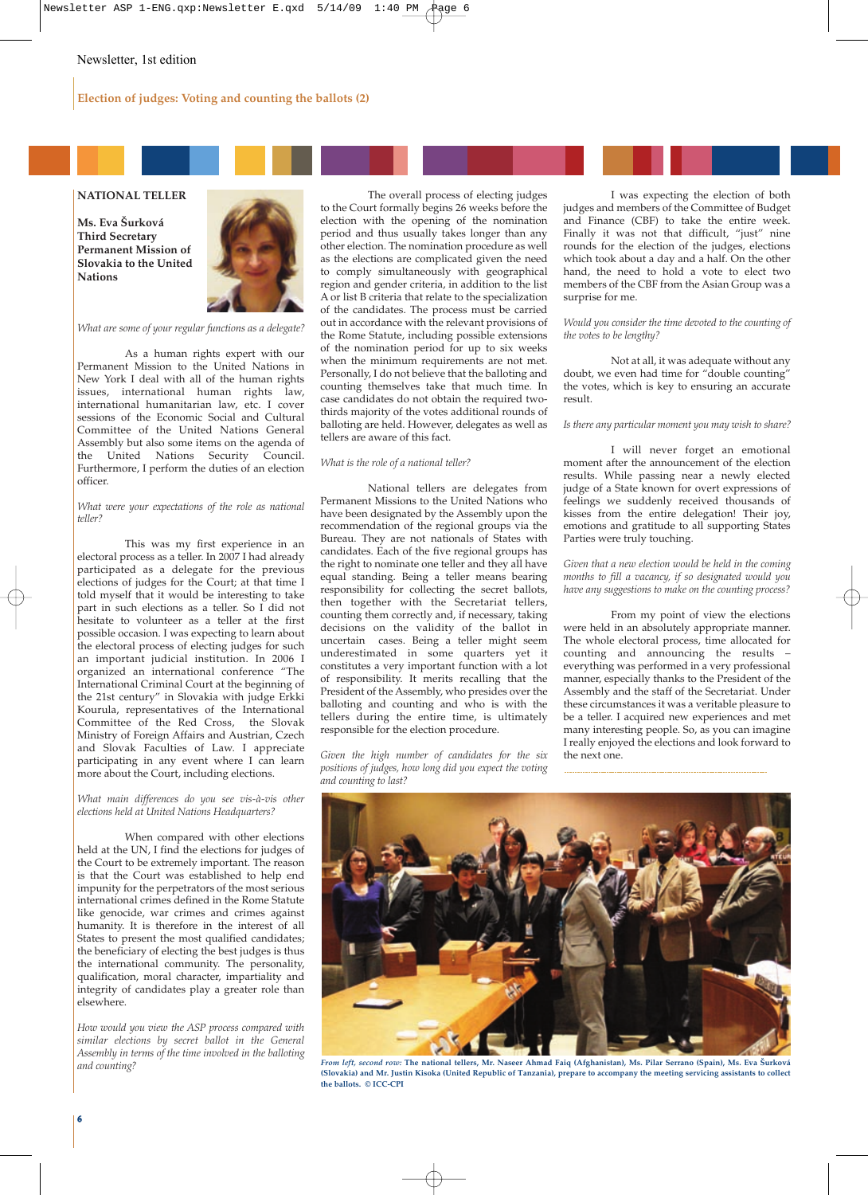## Election of judges: Voting and counting the ballots (2)

### NATIONAL TELLER

**Ms. Eva Šurková**
**Third Secretary**
**Permanent Mission of Slovakia to the United Nations**

*What are some of your regular functions as a delegate?*

As a human rights expert with our Permanent Mission to the United Nations in New York I deal with all of the human rights issues, international human rights law, international humanitarian law, etc. I cover sessions of the Economic Social and Cultural Committee of the United Nations General Assembly but also some items on the agenda of the United Nations Security Council. Furthermore, I perform the duties of an election officer.

*What were your expectations of the role as national teller?*

This was my first experience in an electoral process as a teller. In 2007 I had already participated as a delegate for the previous elections of judges for the Court; at that time I told myself that it would be interesting to take part in such elections as a teller. So I did not hesitate to volunteer as a teller at the first possible occasion. I was expecting to learn about the electoral process of electing judges for such an important judicial institution. In 2006 I organized an international conference "The International Criminal Court at the beginning of the 21st century" in Slovakia with judge Erkki Kourula, representatives of the International Committee of the Red Cross, the Slovak Ministry of Foreign Affairs and Austrian, Czech and Slovak Faculties of Law. I appreciate participating in any event where I can learn more about the Court, including elections.

*What main differences do you see vis-à-vis other elections held at United Nations Headquarters?*

When compared with other elections held at the UN, I find the elections for judges of the Court to be extremely important. The reason is that the Court was established to help end impunity for the perpetrators of the most serious international crimes defined in the Rome Statute like genocide, war crimes and crimes against humanity. It is therefore in the interest of all States to present the most qualified candidates; the beneficiary of electing the best judges is thus the international community. The personality, qualification, moral character, impartiality and integrity of candidates play a greater role than elsewhere.

*How would you view the ASP process compared with similar elections by secret ballot in the General Assembly in terms of the time involved in the balloting and counting?*

The overall process of electing judges to the Court formally begins 26 weeks before the election with the opening of the nomination period and thus usually takes longer than any other election. The nomination procedure as well as the elections are complicated given the need to comply simultaneously with geographical region and gender criteria, in addition to the list A or list B criteria that relate to the specialization of the candidates. The process must be carried out in accordance with the relevant provisions of the Rome Statute, including possible extensions of the nomination period for up to six weeks when the minimum requirements are not met. Personally, I do not believe that the balloting and counting themselves take that much time. In case candidates do not obtain the required two-thirds majority of the votes additional rounds of balloting are held. However, delegates as well as tellers are aware of this fact.

*What is the role of a national teller?*

National tellers are delegates from Permanent Missions to the United Nations who have been designated by the Assembly upon the recommendation of the regional groups via the Bureau. They are not nationals of States with candidates. Each of the five regional groups has the right to nominate one teller and they all have equal standing. Being a teller means bearing responsibility for collecting the secret ballots, then together with the Secretariat tellers, counting them correctly and, if necessary, taking decisions on the validity of the ballot in uncertain cases. Being a teller might seem underestimated in some quarters yet it constitutes a very important function with a lot of responsibility. It merits recalling that the President of the Assembly, who presides over the balloting and counting and who is with the tellers during the entire time, is ultimately responsible for the election procedure.

*Given the high number of candidates for the six positions of judges, how long did you expect the voting and counting to last?*

I was expecting the election of both judges and members of the Committee of Budget and Finance (CBF) to take the entire week. Finally it was not that difficult, "just" nine rounds for the election of the judges, elections which took about a day and a half. On the other hand, the need to hold a vote to elect two members of the CBF from the Asian Group was a surprise for me.

*Would you consider the time devoted to the counting of the votes to be lengthy?*

Not at all, it was adequate without any doubt, we even had time for "double counting" the votes, which is key to ensuring an accurate result.

*Is there any particular moment you may wish to share?*

I will never forget an emotional moment after the announcement of the election results. While passing near a newly elected judge of a State known for overt expressions of feelings we suddenly received thousands of kisses from the entire delegation! Their joy, emotions and gratitude to all supporting States Parties were truly touching.

*Given that a new election would be held in the coming months to fill a vacancy, if so designated would you have any suggestions to make on the counting process?*

From my point of view the elections were held in an absolutely appropriate manner. The whole electoral process, time allocated for counting and announcing the results – everything was performed in a very professional manner, especially thanks to the President of the Assembly and the staff of the Secretariat. Under these circumstances it was a veritable pleasure to be a teller. I acquired new experiences and met many interesting people. So, as you can imagine I really enjoyed the elections and look forward to the next one.

*From left, second row:* **The national tellers, Mr. Naseer Ahmad Faiq (Afghanistan), Ms. Pilar Serrano (Spain), Ms. Eva Šurková (Slovakia) and Mr. Justin Kisoka (United Republic of Tanzania), prepare to accompany the meeting servicing assistants to collect the ballots. © ICC-CPI**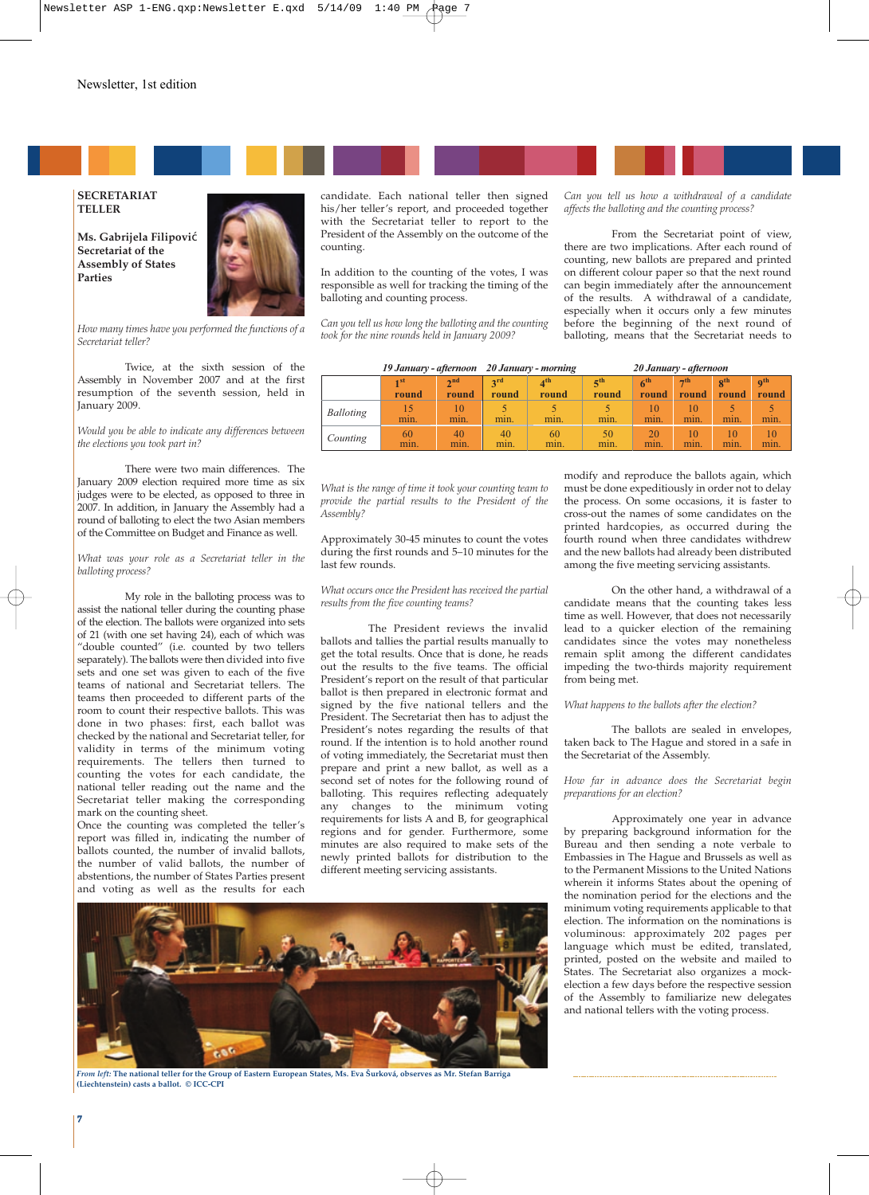Newsletter, 1st edition

**SECRETARIAT TELLER**

**Ms. Gabrijela Filipović**
**Secretariat of the Assembly of States Parties**

*How many times have you performed the functions of a Secretariat teller?*

Twice, at the sixth session of the Assembly in November 2007 and at the first resumption of the seventh session, held in January 2009.

*Would you be able to indicate any differences between the elections you took part in?*

There were two main differences. The January 2009 election required more time as six judges were to be elected, as opposed to three in 2007. In addition, in January the Assembly had a round of balloting to elect the two Asian members of the Committee on Budget and Finance as well.

*What was your role as a Secretariat teller in the balloting process?*

My role in the balloting process was to assist the national teller during the counting phase of the election. The ballots were organized into sets of 21 (with one set having 24), each of which was "double counted" (i.e. counted by two tellers separately). The ballots were then divided into five sets and one set was given to each of the five teams of national and Secretariat tellers. The teams then proceeded to different parts of the room to count their respective ballots. This was done in two phases: first, each ballot was checked by the national and Secretariat teller, for validity in terms of the minimum voting requirements. The tellers then turned to counting the votes for each candidate, the national teller reading out the name and the Secretariat teller making the corresponding mark on the counting sheet.
Once the counting was completed the teller's report was filled in, indicating the number of ballots counted, the number of invalid ballots, the number of valid ballots, the number of abstentions, the number of States Parties present and voting as well as the results for each candidate. Each national teller then signed his/her teller's report, and proceeded together with the Secretariat teller to report to the President of the Assembly on the outcome of the counting.

In addition to the counting of the votes, I was responsible as well for tracking the timing of the balloting and counting process.

*Can you tell us how long the balloting and the counting took for the nine rounds held in January 2009?*

| | *19 January - afternoon* | | *20 January - morning* | | *20 January - afternoon* | | | | |
|---|---|---|---|---|---|---|---|---|---|
| | 1st round | 2nd round | 3rd round | 4th round | 5th round | 6th round | 7th round | 8th round | 9th round |
| *Balloting* | 15 min. | 10 min. | 5 min. | 5 min. | 5 min. | 10 min. | 10 min. | 5 min. | 5 min. |
| *Counting* | 60 min. | 40 min. | 40 min. | 60 min. | 50 min. | 20 min. | 10 min. | 10 min. | 10 min. |

*What is the range of time it took your counting team to provide the partial results to the President of the Assembly?*

Approximately 30-45 minutes to count the votes during the first rounds and 5–10 minutes for the last few rounds.

*What occurs once the President has received the partial results from the five counting teams?*

The President reviews the invalid ballots and tallies the partial results manually to get the total results. Once that is done, he reads out the results to the five teams. The official President's report on the result of that particular ballot is then prepared in electronic format and signed by the five national tellers and the President. The Secretariat then has to adjust the President's notes regarding the results of that round. If the intention is to hold another round of voting immediately, the Secretariat must then prepare and print a new ballot, as well as a second set of notes for the following round of balloting. This requires reflecting adequately any changes to the minimum voting requirements for lists A and B, for geographical regions and for gender. Furthermore, some minutes are also required to make sets of the newly printed ballots for distribution to the different meeting servicing assistants.

*Can you tell us how a withdrawal of a candidate affects the balloting and the counting process?*

From the Secretariat point of view, there are two implications. After each round of counting, new ballots are prepared and printed on different colour paper so that the next round can begin immediately after the announcement of the results. A withdrawal of a candidate, especially when it occurs only a few minutes before the beginning of the next round of balloting, means that the Secretariat needs to modify and reproduce the ballots again, which must be done expeditiously in order not to delay the process. On some occasions, it is faster to cross-out the names of some candidates on the printed hardcopies, as occurred during the fourth round when three candidates withdrew and the new ballots had already been distributed among the five meeting servicing assistants.

On the other hand, a withdrawal of a candidate means that the counting takes less time as well. However, that does not necessarily lead to a quicker election of the remaining candidates since the votes may nonetheless remain split among the different candidates impeding the two-thirds majority requirement from being met.

*What happens to the ballots after the election?*

The ballots are sealed in envelopes, taken back to The Hague and stored in a safe in the Secretariat of the Assembly.

*How far in advance does the Secretariat begin preparations for an election?*

Approximately one year in advance by preparing background information for the Bureau and then sending a note verbale to Embassies in The Hague and Brussels as well as to the Permanent Missions to the United Nations wherein it informs States about the opening of the nomination period for the elections and the minimum voting requirements applicable to that election. The information on the nominations is voluminous: approximately 202 pages per language which must be edited, translated, printed, posted on the website and mailed to States. The Secretariat also organizes a mock-election a few days before the respective session of the Assembly to familiarize new delegates and national tellers with the voting process.

*From left:* **The national teller for the Group of Eastern European States, Ms. Eva Šurková, observes as Mr. Stefan Barriga (Liechtenstein) casts a ballot. © ICC-CPI**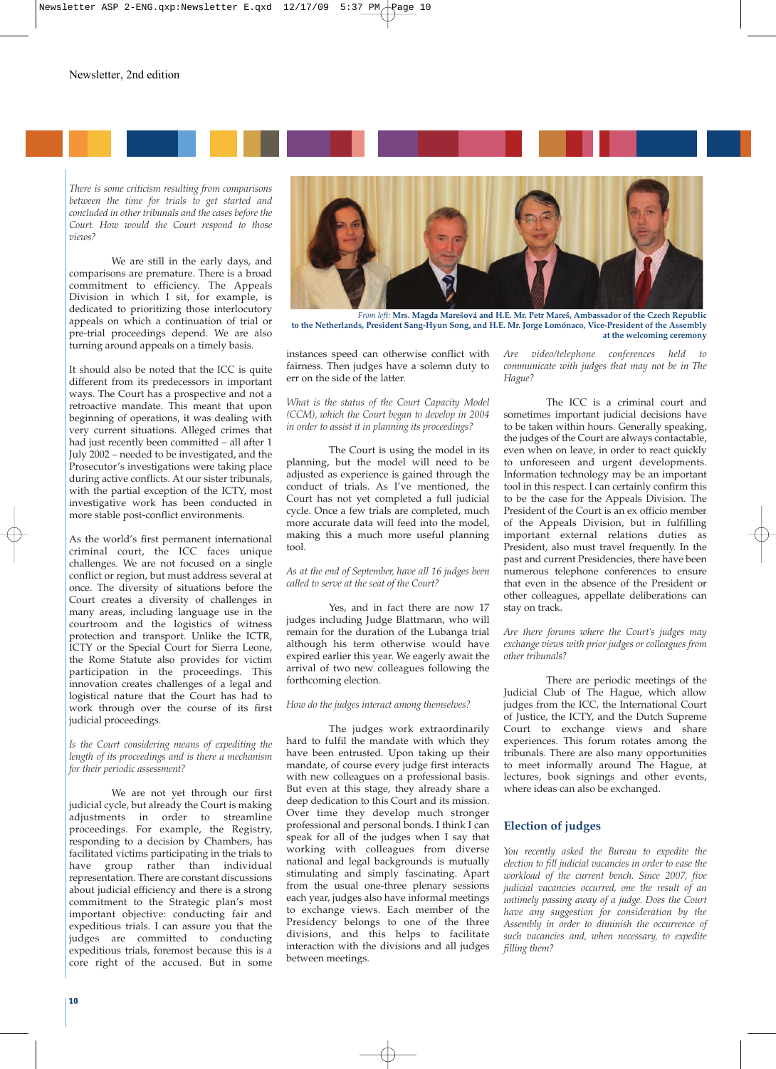*There is some criticism resulting from comparisons between the time for trials to get started and concluded in other tribunals and the cases before the Court. How would the Court respond to those views?*

We are still in the early days, and comparisons are premature. There is a broad commitment to efficiency. The Appeals Division in which I sit, for example, is dedicated to prioritizing those interlocutory appeals on which a continuation of trial or pre-trial proceedings depend. We are also turning around appeals on a timely basis.

It should also be noted that the ICC is quite different from its predecessors in important ways. The Court has a prospective and not a retroactive mandate. This meant that upon beginning of operations, it was dealing with very current situations. Alleged crimes that had just recently been committed – all after 1 July 2002 – needed to be investigated, and the Prosecutor's investigations were taking place during active conflicts. At our sister tribunals, with the partial exception of the ICTY, most investigative work has been conducted in more stable post-conflict environments.

As the world's first permanent international criminal court, the ICC faces unique challenges. We are not focused on a single conflict or region, but must address several at once. The diversity of situations before the Court creates a diversity of challenges in many areas, including language use in the courtroom and the logistics of witness protection and transport. Unlike the ICTR, ICTY or the Special Court for Sierra Leone, the Rome Statute also provides for victim participation in the proceedings. This innovation creates challenges of a legal and logistical nature that the Court has had to work through over the course of its first judicial proceedings.

*Is the Court considering means of expediting the length of its proceedings and is there a mechanism for their periodic assessment?*

We are not yet through our first judicial cycle, but already the Court is making adjustments in order to streamline proceedings. For example, the Registry, responding to a decision by Chambers, has facilitated victims participating in the trials to have group rather than individual representation. There are constant discussions about judicial efficiency and there is a strong commitment to the Strategic plan's most important objective: conducting fair and expeditious trials. I can assure you that the judges are committed to conducting expeditious trials, foremost because this is a core right of the accused. But in some instances speed can otherwise conflict with fairness. Then judges have a solemn duty to err on the side of the latter.

*From left:* **Mrs. Magda Marešová and H.E. Mr. Petr Mareš, Ambassador of the Czech Republic to the Netherlands, President Sang-Hyun Song, and H.E. Mr. Jorge Lomónaco, Vice-President of the Assembly at the welcoming ceremony**

*What is the status of the Court Capacity Model (CCM), which the Court began to develop in 2004 in order to assist it in planning its proceedings?*

The Court is using the model in its planning, but the model will need to be adjusted as experience is gained through the conduct of trials. As I've mentioned, the Court has not yet completed a full judicial cycle. Once a few trials are completed, much more accurate data will feed into the model, making this a much more useful planning tool.

*As at the end of September, have all 16 judges been called to serve at the seat of the Court?*

Yes, and in fact there are now 17 judges including Judge Blattmann, who will remain for the duration of the Lubanga trial although his term otherwise would have expired earlier this year. We eagerly await the arrival of two new colleagues following the forthcoming election.

*How do the judges interact among themselves?*

The judges work extraordinarily hard to fulfil the mandate with which they have been entrusted. Upon taking up their mandate, of course every judge first interacts with new colleagues on a professional basis. But even at this stage, they already share a deep dedication to this Court and its mission. Over time they develop much stronger professional and personal bonds. I think I can speak for all of the judges when I say that working with colleagues from diverse national and legal backgrounds is mutually stimulating and simply fascinating. Apart from the usual one-three plenary sessions each year, judges also have informal meetings to exchange views. Each member of the Presidency belongs to one of the three divisions, and this helps to facilitate interaction with the divisions and all judges between meetings.

*Are video/telephone conferences held to communicate with judges that may not be in The Hague?*

The ICC is a criminal court and sometimes important judicial decisions have to be taken within hours. Generally speaking, the judges of the Court are always contactable, even when on leave, in order to react quickly to unforeseen and urgent developments. Information technology may be an important tool in this respect. I can certainly confirm this to be the case for the Appeals Division. The President of the Court is an ex officio member of the Appeals Division, but in fulfilling important external relations duties as President, also must travel frequently. In the past and current Presidencies, there have been numerous telephone conferences to ensure that even in the absence of the President or other colleagues, appellate deliberations can stay on track.

*Are there forums where the Court's judges may exchange views with prior judges or colleagues from other tribunals?*

There are periodic meetings of the Judicial Club of The Hague, which allow judges from the ICC, the International Court of Justice, the ICTY, and the Dutch Supreme Court to exchange views and share experiences. This forum rotates among the tribunals. There are also many opportunities to meet informally around The Hague, at lectures, book signings and other events, where ideas can also be exchanged.

## Election of judges

*You recently asked the Bureau to expedite the election to fill judicial vacancies in order to ease the workload of the current bench. Since 2007, five judicial vacancies occurred, one the result of an untimely passing away of a judge. Does the Court have any suggestion for consideration by the Assembly in order to diminish the occurrence of such vacancies and, when necessary, to expedite filling them?*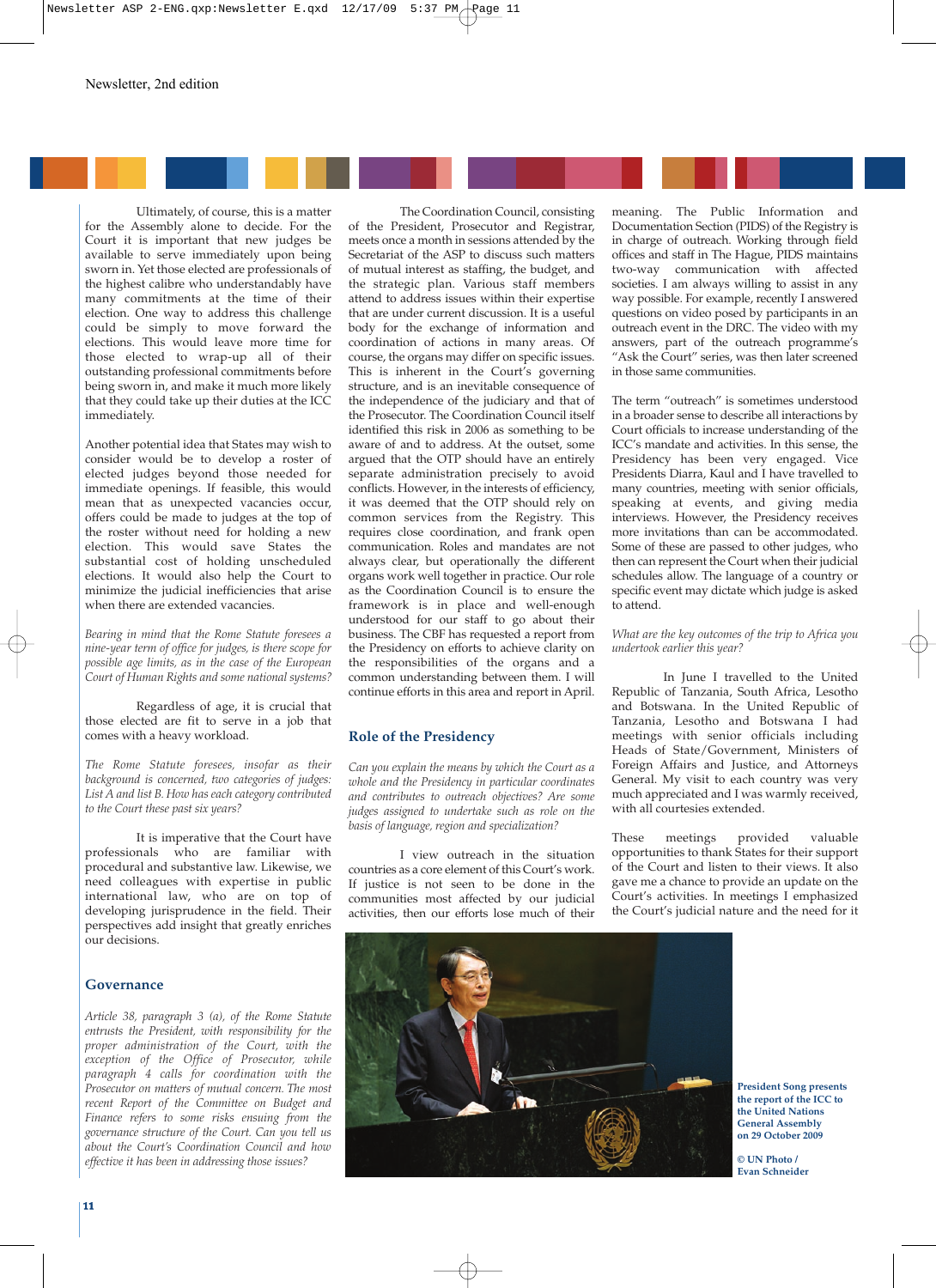Ultimately, of course, this is a matter for the Assembly alone to decide. For the Court it is important that new judges be available to serve immediately upon being sworn in. Yet those elected are professionals of the highest calibre who understandably have many commitments at the time of their election. One way to address this challenge could be simply to move forward the elections. This would leave more time for those elected to wrap-up all of their outstanding professional commitments before being sworn in, and make it much more likely that they could take up their duties at the ICC immediately.

Another potential idea that States may wish to consider would be to develop a roster of elected judges beyond those needed for immediate openings. If feasible, this would mean that as unexpected vacancies occur, offers could be made to judges at the top of the roster without need for holding a new election. This would save States the substantial cost of holding unscheduled elections. It would also help the Court to minimize the judicial inefficiencies that arise when there are extended vacancies.

*Bearing in mind that the Rome Statute foresees a nine-year term of office for judges, is there scope for possible age limits, as in the case of the European Court of Human Rights and some national systems?*

Regardless of age, it is crucial that those elected are fit to serve in a job that comes with a heavy workload.

*The Rome Statute foresees, insofar as their background is concerned, two categories of judges: List A and list B. How has each category contributed to the Court these past six years?*

It is imperative that the Court have professionals who are familiar with procedural and substantive law. Likewise, we need colleagues with expertise in public international law, who are on top of developing jurisprudence in the field. Their perspectives add insight that greatly enriches our decisions.

## Governance

*Article 38, paragraph 3 (a), of the Rome Statute entrusts the President, with responsibility for the proper administration of the Court, with the exception of the Office of Prosecutor, while paragraph 4 calls for coordination with the Prosecutor on matters of mutual concern. The most recent Report of the Committee on Budget and Finance refers to some risks ensuing from the governance structure of the Court. Can you tell us about the Court's Coordination Council and how effective it has been in addressing those issues?*

The Coordination Council, consisting of the President, Prosecutor and Registrar, meets once a month in sessions attended by the Secretariat of the ASP to discuss such matters of mutual interest as staffing, the budget, and the strategic plan. Various staff members attend to address issues within their expertise that are under current discussion. It is a useful body for the exchange of information and coordination of actions in many areas. Of course, the organs may differ on specific issues. This is inherent in the Court's governing structure, and is an inevitable consequence of the independence of the judiciary and that of the Prosecutor. The Coordination Council itself identified this risk in 2006 as something to be aware of and to address. At the outset, some argued that the OTP should have an entirely separate administration precisely to avoid conflicts. However, in the interests of efficiency, it was deemed that the OTP should rely on common services from the Registry. This requires close coordination, and frank open communication. Roles and mandates are not always clear, but operationally the different organs work well together in practice. Our role as the Coordination Council is to ensure the framework is in place and well-enough understood for our staff to go about their business. The CBF has requested a report from the Presidency on efforts to achieve clarity on the responsibilities of the organs and a common understanding between them. I will continue efforts in this area and report in April.

## Role of the Presidency

*Can you explain the means by which the Court as a whole and the Presidency in particular coordinates and contributes to outreach objectives? Are some judges assigned to undertake such as role on the basis of language, region and specialization?*

I view outreach in the situation countries as a core element of this Court's work. If justice is not seen to be done in the communities most affected by our judicial activities, then our efforts lose much of their meaning. The Public Information and Documentation Section (PIDS) of the Registry is in charge of outreach. Working through field offices and staff in The Hague, PIDS maintains two-way communication with affected societies. I am always willing to assist in any way possible. For example, recently I answered questions on video posed by participants in an outreach event in the DRC. The video with my answers, part of the outreach programme's "Ask the Court" series, was then later screened in those same communities.

The term "outreach" is sometimes understood in a broader sense to describe all interactions by Court officials to increase understanding of the ICC's mandate and activities. In this sense, the Presidency has been very engaged. Vice Presidents Diarra, Kaul and I have travelled to many countries, meeting with senior officials, speaking at events, and giving media interviews. However, the Presidency receives more invitations than can be accommodated. Some of these are passed to other judges, who then can represent the Court when their judicial schedules allow. The language of a country or specific event may dictate which judge is asked to attend.

*What are the key outcomes of the trip to Africa you undertook earlier this year?*

In June I travelled to the United Republic of Tanzania, South Africa, Lesotho and Botswana. In the United Republic of Tanzania, Lesotho and Botswana I had meetings with senior officials including Heads of State/Government, Ministers of Foreign Affairs and Justice, and Attorneys General. My visit to each country was very much appreciated and I was warmly received, with all courtesies extended.

These meetings provided valuable opportunities to thank States for their support of the Court and listen to their views. It also gave me a chance to provide an update on the Court's activities. In meetings I emphasized the Court's judicial nature and the need for it

**President Song presents the report of the ICC to the United Nations General Assembly on 29 October 2009**

**© UN Photo / Evan Schneider**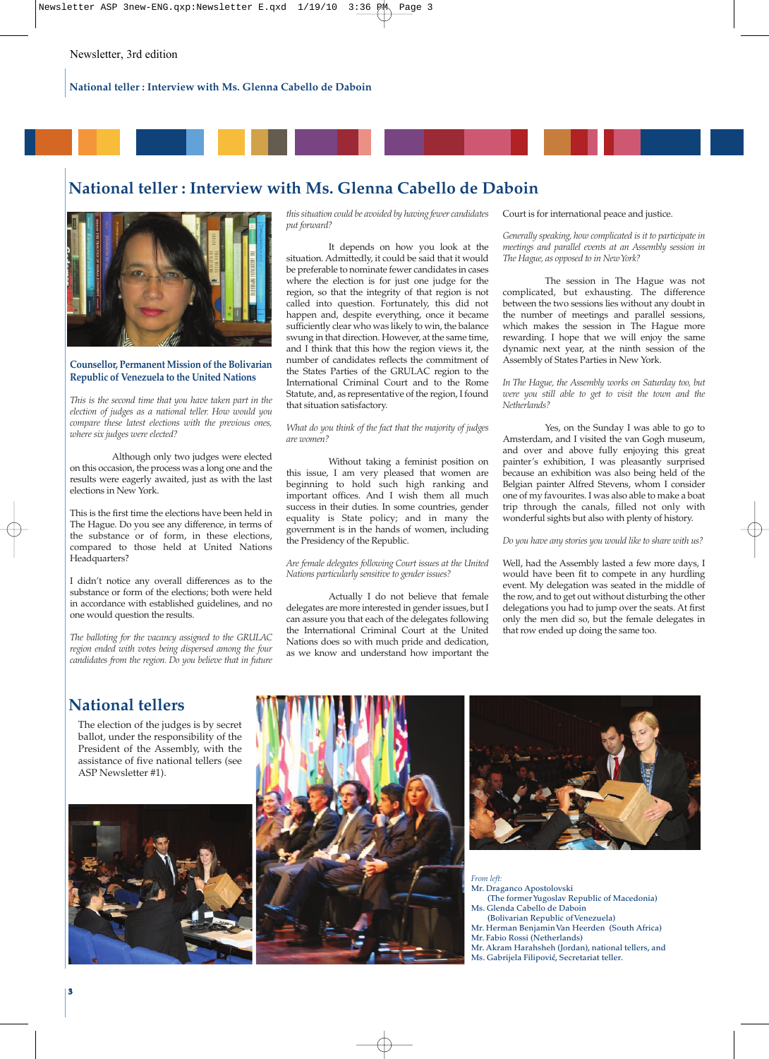Newsletter, 3rd edition

# National teller : Interview with Ms. Glenna Cabello de Daboin

**Counsellor, Permanent Mission of the Bolivarian Republic of Venezuela to the United Nations**

*This is the second time that you have taken part in the election of judges as a national teller. How would you compare these latest elections with the previous ones, where six judges were elected?*

Although only two judges were elected on this occasion, the process was a long one and the results were eagerly awaited, just as with the last elections in New York.

This is the first time the elections have been held in The Hague. Do you see any difference, in terms of the substance or of form, in these elections, compared to those held at United Nations Headquarters?

I didn't notice any overall differences as to the substance or form of the elections; both were held in accordance with established guidelines, and no one would question the results.

*The balloting for the vacancy assigned to the GRULAC region ended with votes being dispersed among the four candidates from the region. Do you believe that in future this situation could be avoided by having fewer candidates put forward?*

It depends on how you look at the situation. Admittedly, it could be said that it would be preferable to nominate fewer candidates in cases where the election is for just one judge for the region, so that the integrity of that region is not called into question. Fortunately, this did not happen and, despite everything, once it became sufficiently clear who was likely to win, the balance swung in that direction. However, at the same time, and I think that this how the region views it, the number of candidates reflects the commitment of the States Parties of the GRULAC region to the International Criminal Court and to the Rome Statute, and, as representative of the region, I found that situation satisfactory.

*What do you think of the fact that the majority of judges are women?*

Without taking a feminist position on this issue, I am very pleased that women are beginning to hold such high ranking and important offices. And I wish them all much success in their duties. In some countries, gender equality is State policy; and in many the government is in the hands of women, including the Presidency of the Republic.

*Are female delegates following Court issues at the United Nations particularly sensitive to gender issues?*

Actually I do not believe that female delegates are more interested in gender issues, but I can assure you that each of the delegates following the International Criminal Court at the United Nations does so with much pride and dedication, as we know and understand how important the Court is for international peace and justice.

*Generally speaking, how complicated is it to participate in meetings and parallel events at an Assembly session in The Hague, as opposed to in New York?*

The session in The Hague was not complicated, but exhausting. The difference between the two sessions lies without any doubt in the number of meetings and parallel sessions, which makes the session in The Hague more rewarding. I hope that we will enjoy the same dynamic next year, at the ninth session of the Assembly of States Parties in New York.

*In The Hague, the Assembly works on Saturday too, but were you still able to get to visit the town and the Netherlands?*

Yes, on the Sunday I was able to go to Amsterdam, and I visited the van Gogh museum, and over and above fully enjoying this great painter's exhibition, I was pleasantly surprised because an exhibition was also being held of the Belgian painter Alfred Stevens, whom I consider one of my favourites. I was also able to make a boat trip through the canals, filled not only with wonderful sights but also with plenty of history.

*Do you have any stories you would like to share with us?*

Well, had the Assembly lasted a few more days, I would have been fit to compete in any hurdling event. My delegation was seated in the middle of the row, and to get out without disturbing the other delegations you had to jump over the seats. At first only the men did so, but the female delegates in that row ended up doing the same too.

## National tellers

The election of the judges is by secret ballot, under the responsibility of the President of the Assembly, with the assistance of five national tellers (see ASP Newsletter #1).

*From left:*
Mr. Draganco Apostolovski (The former Yugoslav Republic of Macedonia)
Ms. Glenda Cabello de Daboin (Bolivarian Republic of Venezuela)
Mr. Herman Benjamin Van Heerden (South Africa)
Mr. Fabio Rossi (Netherlands)
Mr. Akram Harahsheh (Jordan), national tellers, and
Ms. Gabrijela Filipović, Secretariat teller.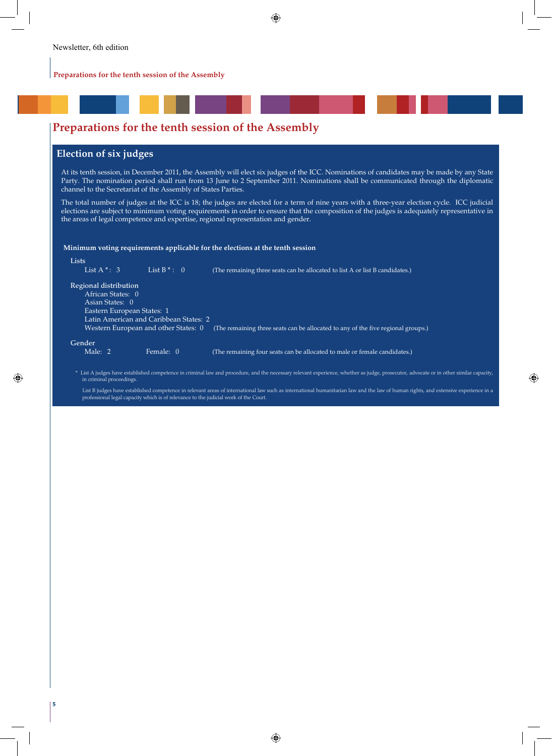# Preparations for the tenth session of the Assembly

## Election of six judges

At its tenth session, in December 2011, the Assembly will elect six judges of the ICC. Nominations of candidates may be made by any State Party. The nomination period shall run from 13 June to 2 September 2011. Nominations shall be communicated through the diplomatic channel to the Secretariat of the Assembly of States Parties.

The total number of judges at the ICC is 18; the judges are elected for a term of nine years with a three-year election cycle. ICC judicial elections are subject to minimum voting requirements in order to ensure that the composition of the judges is adequately representative in the areas of legal competence and expertise, regional representation and gender.

**Minimum voting requirements applicable for the elections at the tenth session**

Lists

- List A *: 3
- List B *: 0

(The remaining three seats can be allocated to list A or list B candidates.)

Regional distribution

- African States: 0
- Asian States: 0
- Eastern European States: 1
- Latin American and Caribbean States: 2
- Western European and other States: 0

(The remaining three seats can be allocated to any of the five regional groups.)

Gender

- Male: 2
- Female: 0

(The remaining four seats can be allocated to male or female candidates.)

* List A judges have established competence in criminal law and procedure, and the necessary relevant experience, whether as judge, prosecutor, advocate or in other similar capacity, in criminal proceedings.

List B judges have established competence in relevant areas of international law such as international humanitarian law and the law of human rights, and extensive experience in a professional legal capacity which is of relevance to the judicial work of the Court.